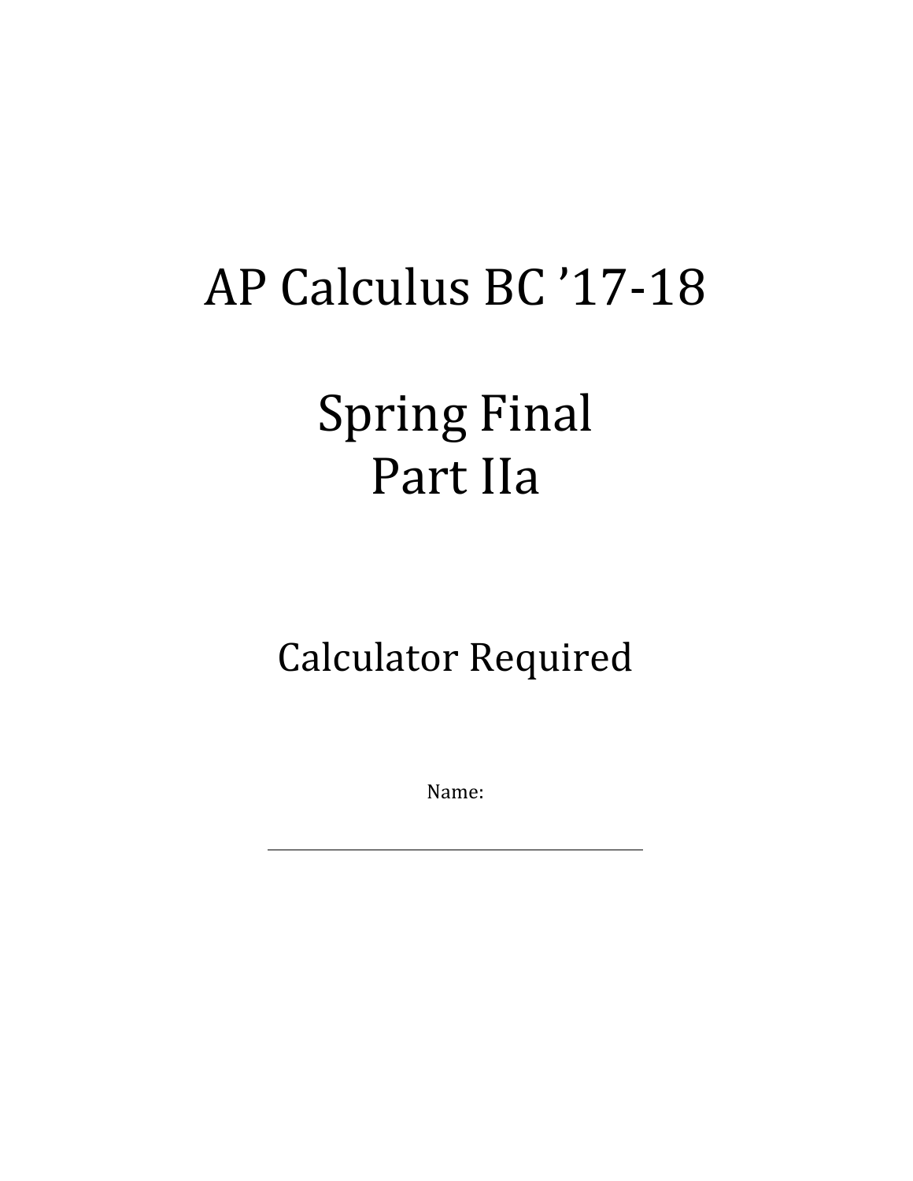# AP Calculus BC ’17-18

# Spring Final
# Part IIa

## Calculator Required

Name:

______________________________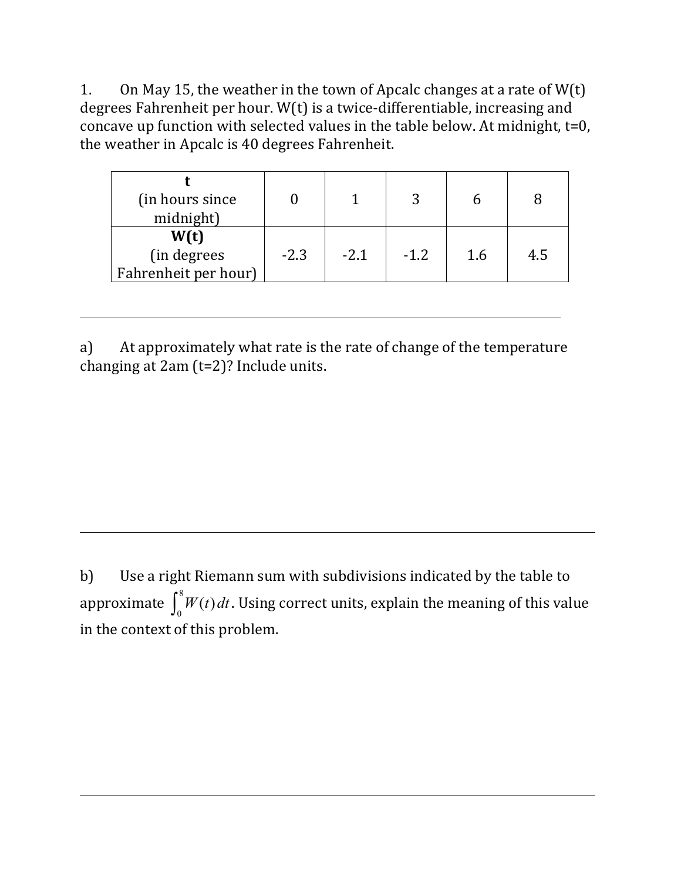1. On May 15, the weather in the town of Apcalc changes at a rate of W(t) degrees Fahrenheit per hour. W(t) is a twice-differentiable, increasing and concave up function with selected values in the table below. At midnight, t=0, the weather in Apcalc is 40 degrees Fahrenheit.

| **t** (in hours since midnight) | 0 | 1 | 3 | 6 | 8 |
|---|---|---|---|---|---|
| **W(t)** (in degrees Fahrenheit per hour) | -2.3 | -2.1 | -1.2 | 1.6 | 4.5 |

---

a) At approximately what rate is the rate of change of the temperature changing at 2am (t=2)? Include units.

---

b) Use a right Riemann sum with subdivisions indicated by the table to approximate $\int_0^8 W(t)\,dt$. Using correct units, explain the meaning of this value in the context of this problem.

---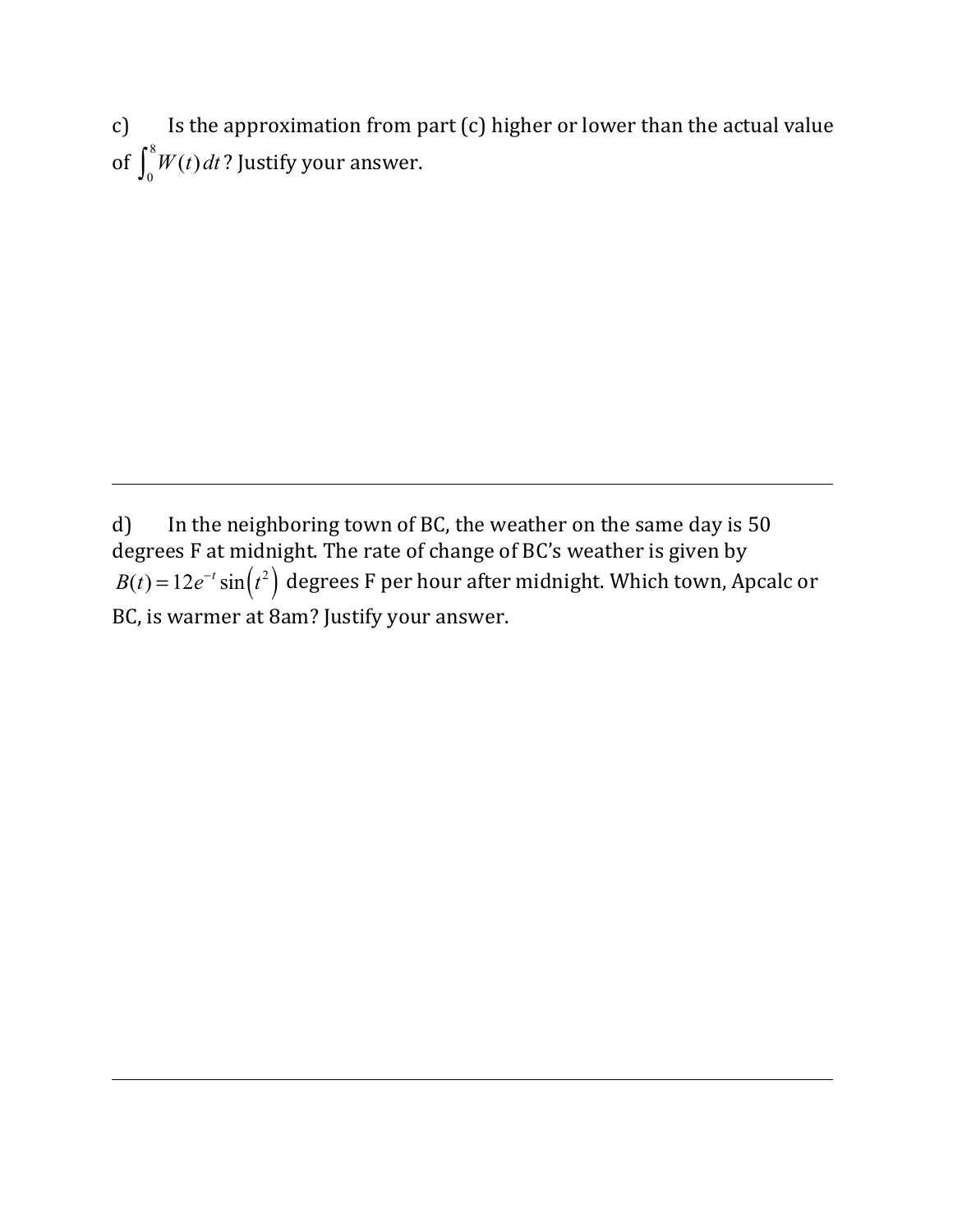c) Is the approximation from part (c) higher or lower than the actual value of $\int_0^8 W(t)\,dt$? Justify your answer.

---

d) In the neighboring town of BC, the weather on the same day is 50 degrees F at midnight. The rate of change of BC's weather is given by $B(t) = 12e^{-t}\sin\left(t^2\right)$ degrees F per hour after midnight. Which town, Apcalc or BC, is warmer at 8am? Justify your answer.

---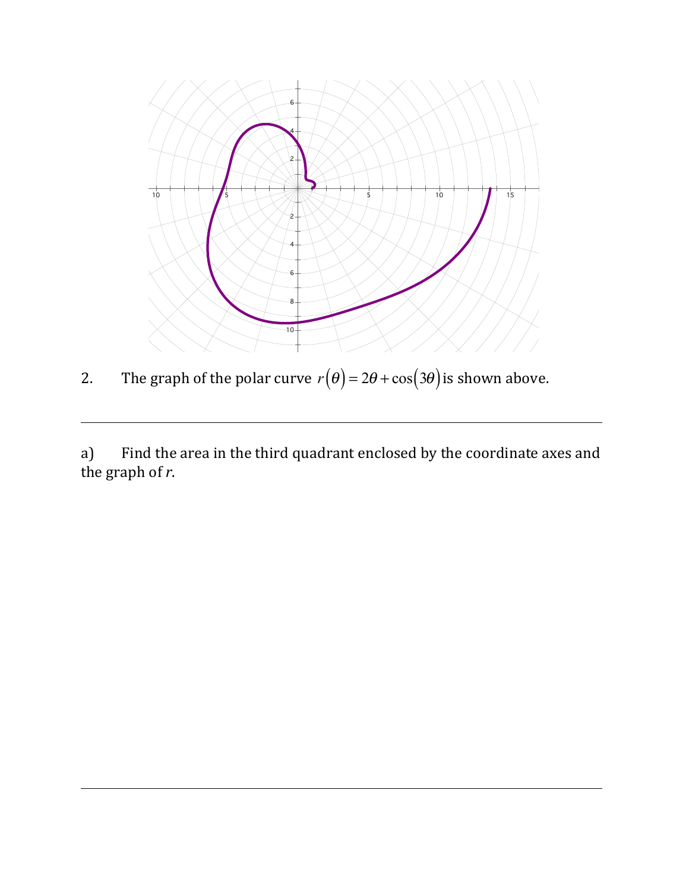2. The graph of the polar curve $r(\theta) = 2\theta + \cos(3\theta)$ is shown above.

---

a) Find the area in the third quadrant enclosed by the coordinate axes and the graph of *r*.

---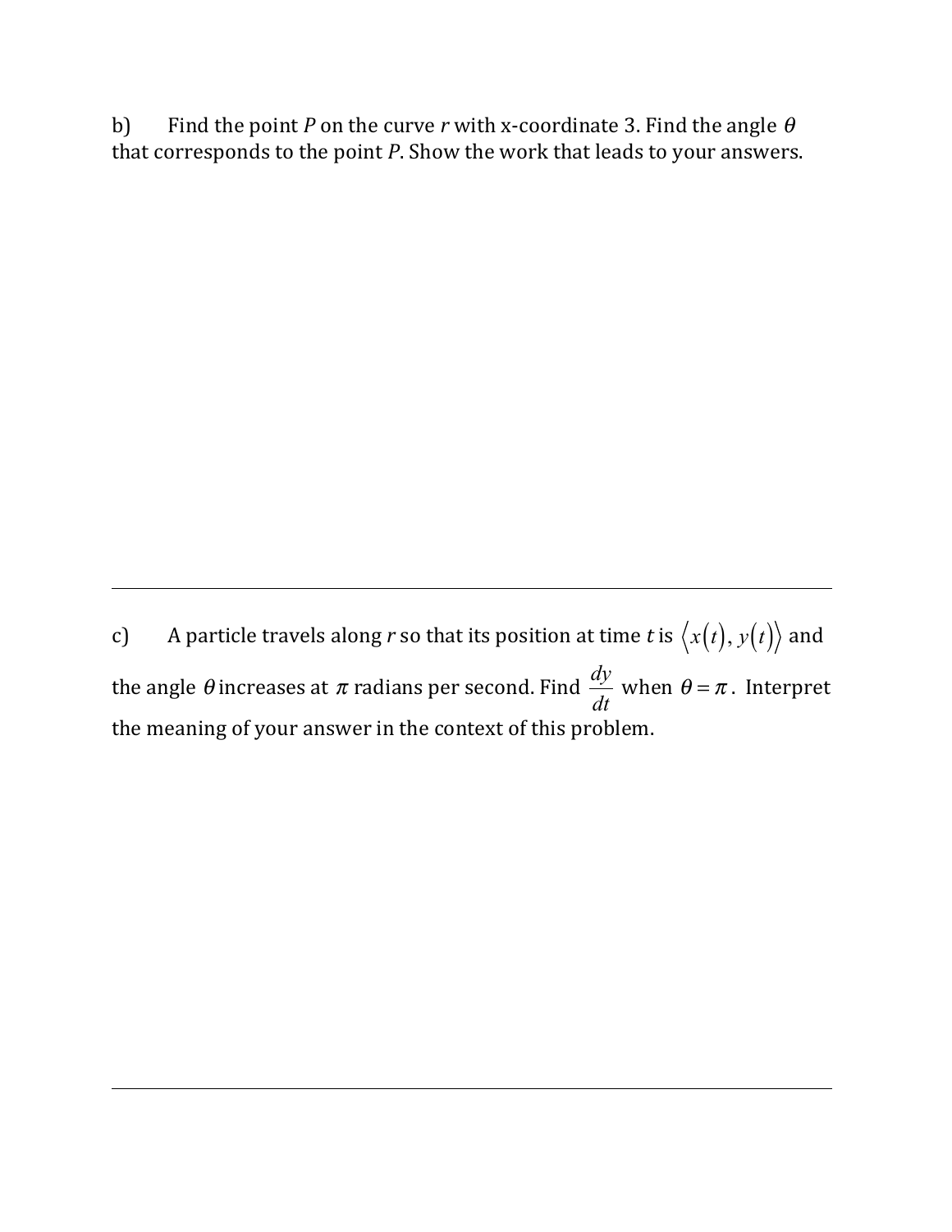b) Find the point $P$ on the curve $r$ with x-coordinate 3. Find the angle $\theta$ that corresponds to the point $P$. Show the work that leads to your answers.

---

c) A particle travels along $r$ so that its position at time $t$ is $\langle x(t), y(t) \rangle$ and the angle $\theta$ increases at $\pi$ radians per second. Find $\frac{dy}{dt}$ when $\theta = \pi$. Interpret the meaning of your answer in the context of this problem.

---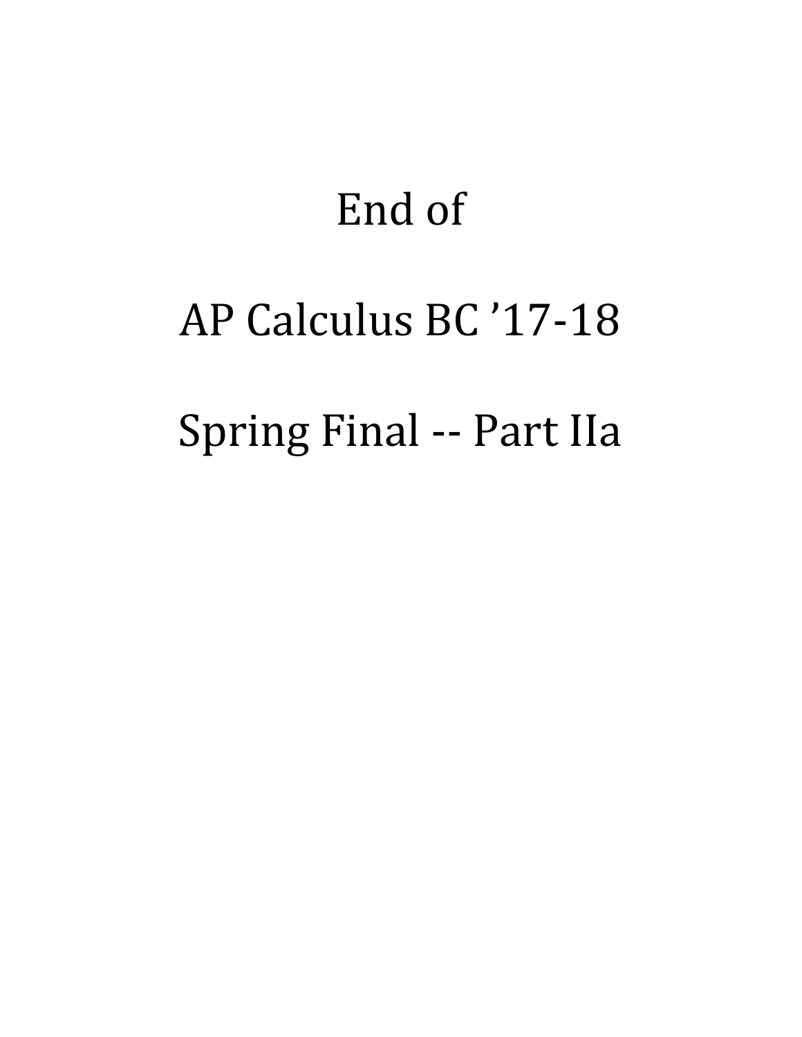# End of

# AP Calculus BC '17-18

# Spring Final -- Part IIa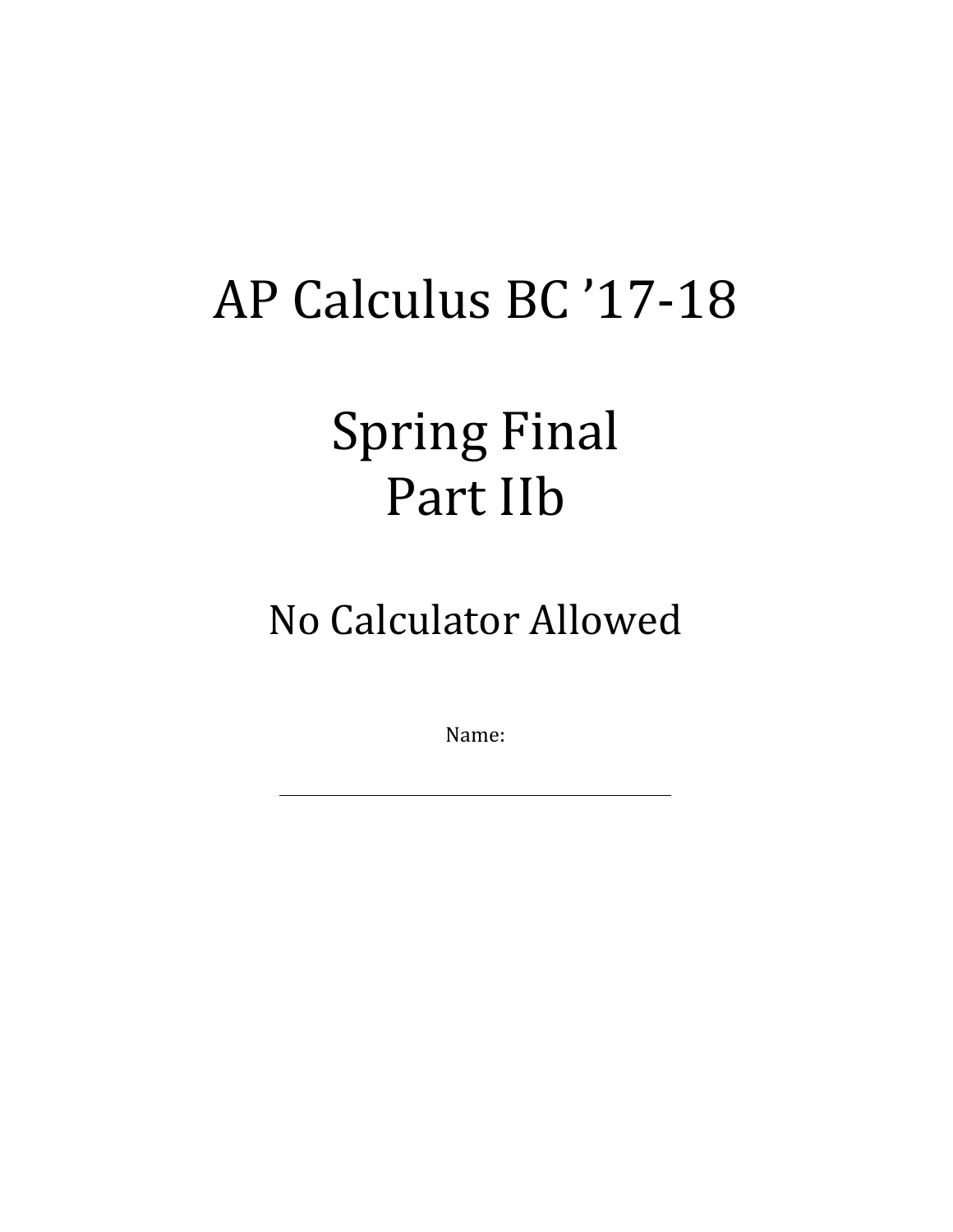# AP Calculus BC ’17-18

# Spring Final
# Part IIb

## No Calculator Allowed

Name:

\_\_\_\_\_\_\_\_\_\_\_\_\_\_\_\_\_\_\_\_\_\_\_\_\_\_\_\_\_\_\_\_\_\_\_\_\_\_\_\_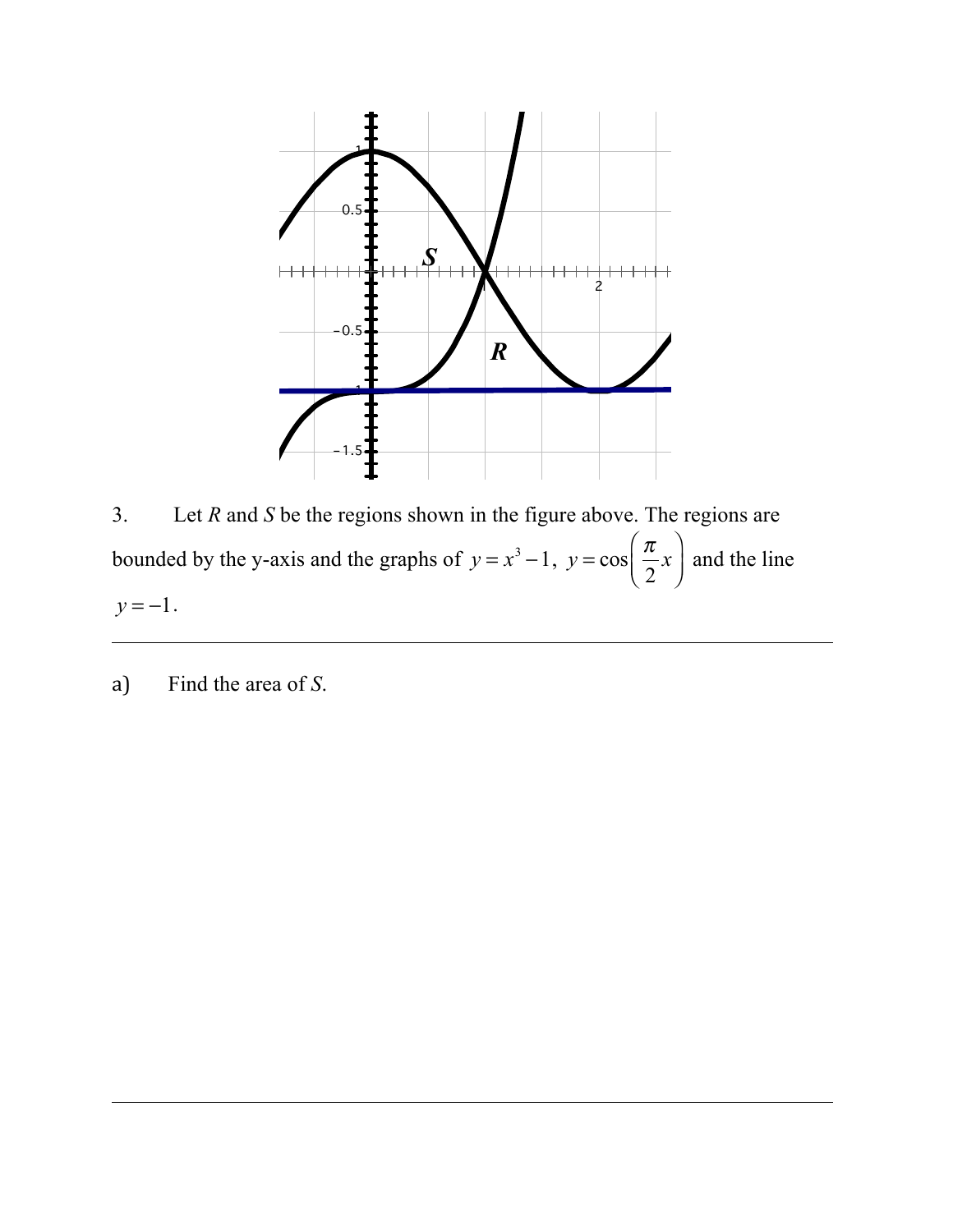3. Let *R* and *S* be the regions shown in the figure above. The regions are bounded by the y-axis and the graphs of $y = x^3 - 1$, $y = \cos\left(\frac{\pi}{2}x\right)$ and the line $y = -1$.

---

a) Find the area of *S*.

---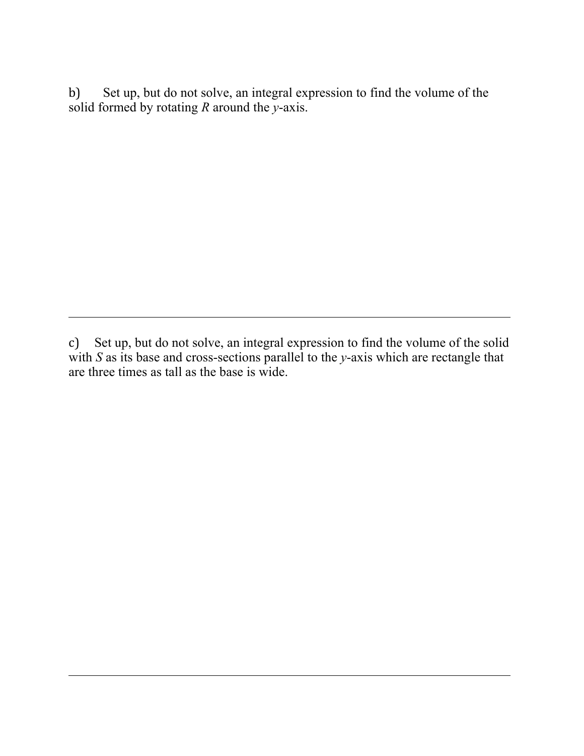b) Set up, but do not solve, an integral expression to find the volume of the solid formed by rotating *R* around the *y*-axis.

---

c) Set up, but do not solve, an integral expression to find the volume of the solid with *S* as its base and cross-sections parallel to the *y*-axis which are rectangle that are three times as tall as the base is wide.

---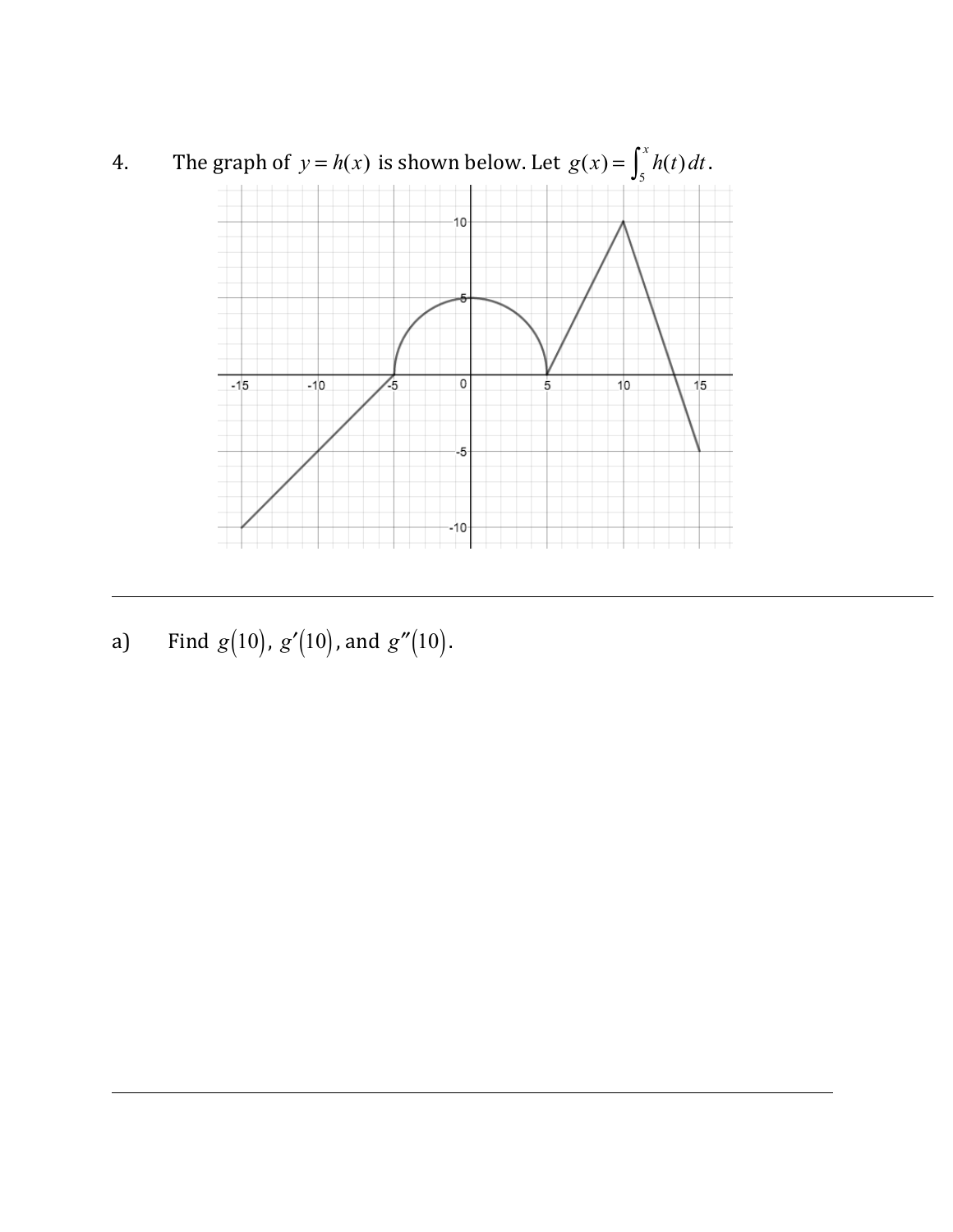4. The graph of $y = h(x)$ is shown below. Let $g(x) = \int_5^x h(t)\,dt$.

a) Find $g(10)$, $g'(10)$, and $g''(10)$.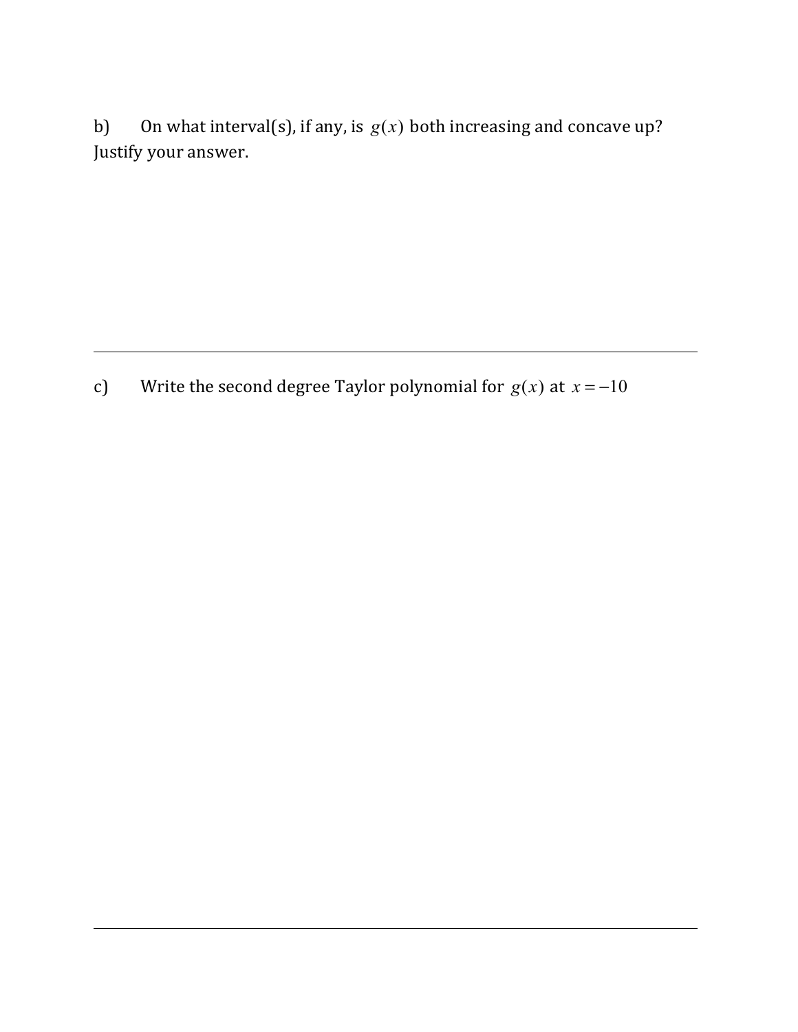b) On what interval(s), if any, is $g(x)$ both increasing and concave up? Justify your answer.

---

c) Write the second degree Taylor polynomial for $g(x)$ at $x = -10$

---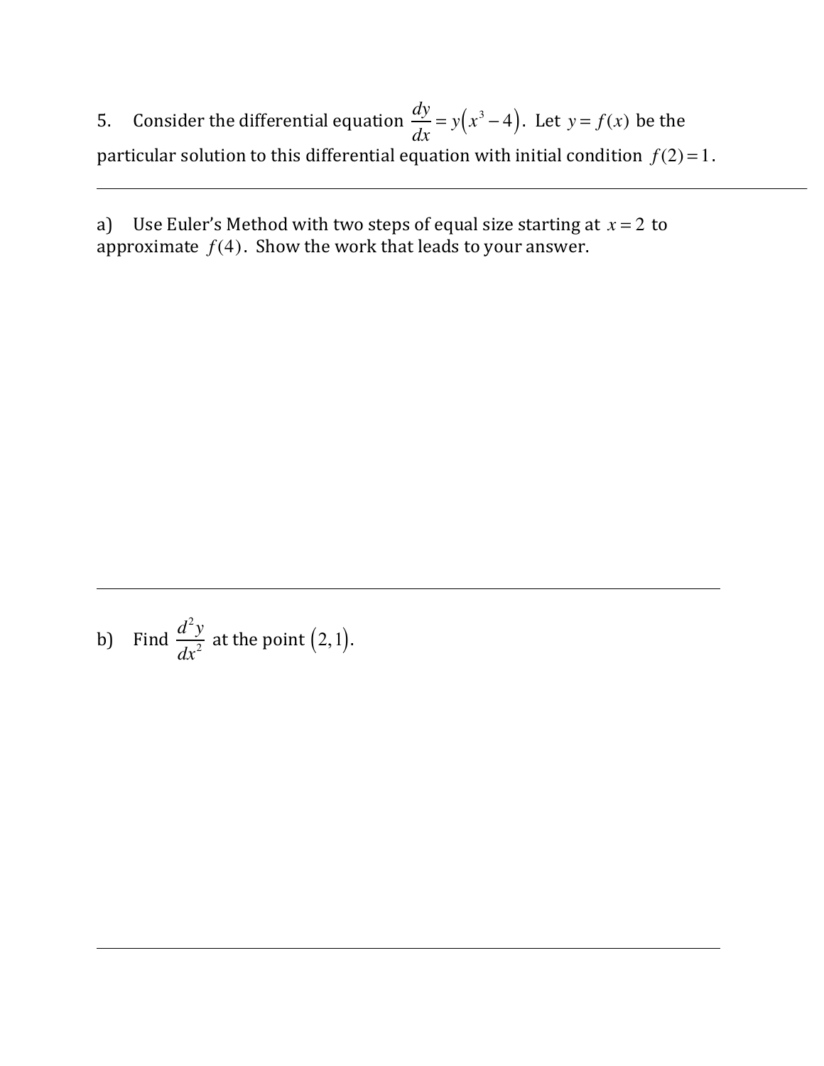5. Consider the differential equation $\frac{dy}{dx} = y\left(x^3 - 4\right)$. Let $y = f(x)$ be the particular solution to this differential equation with initial condition $f(2) = 1$.

---

a) Use Euler's Method with two steps of equal size starting at $x = 2$ to approximate $f(4)$. Show the work that leads to your answer.

---

b) Find $\frac{d^2y}{dx^2}$ at the point $\left(2, 1\right)$.

---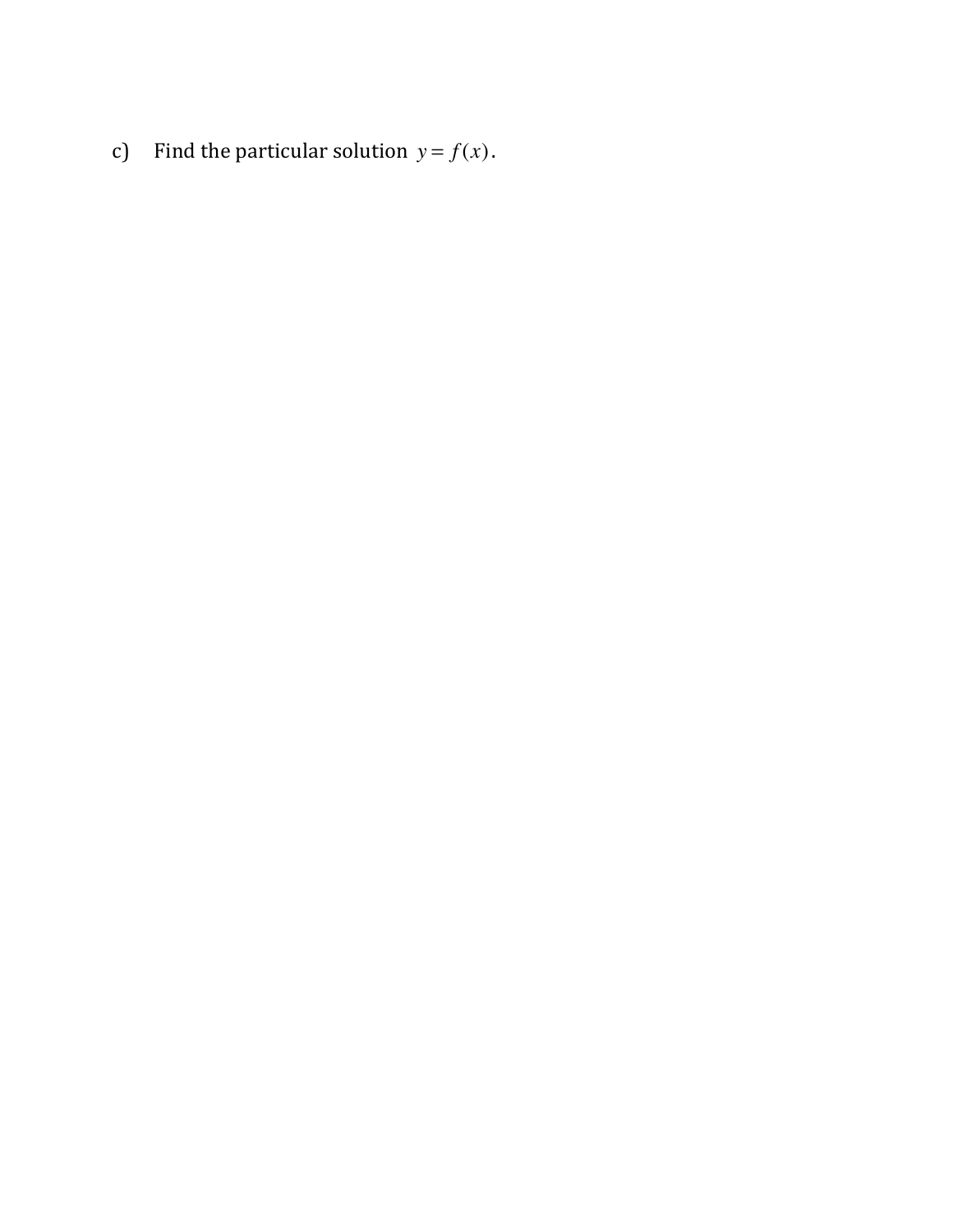c) Find the particular solution $y = f(x)$.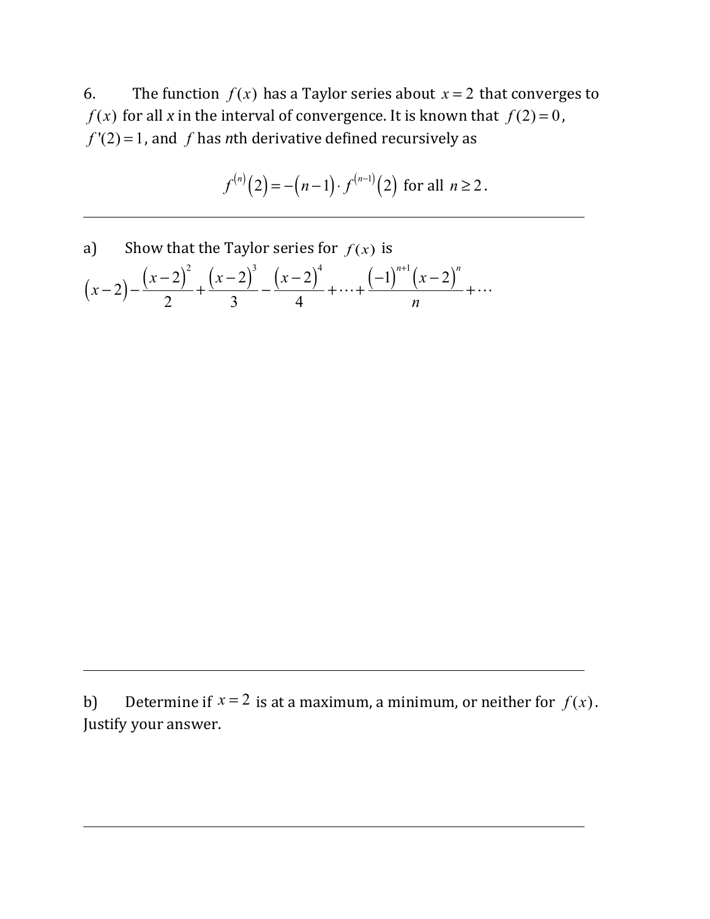6. The function $f(x)$ has a Taylor series about $x = 2$ that converges to $f(x)$ for all *x* in the interval of convergence. It is known that $f(2) = 0$, $f'(2) = 1$, and $f$ has *n*th derivative defined recursively as

$$f^{(n)}(2) = -(n-1) \cdot f^{(n-1)}(2) \text{ for all } n \geq 2.$$

---

a) Show that the Taylor series for $f(x)$ is

$$(x-2) - \frac{(x-2)^2}{2} + \frac{(x-2)^3}{3} - \frac{(x-2)^4}{4} + \cdots + \frac{(-1)^{n+1}(x-2)^n}{n} + \cdots$$

---

b) Determine if $x = 2$ is at a maximum, a minimum, or neither for $f(x)$. Justify your answer.

---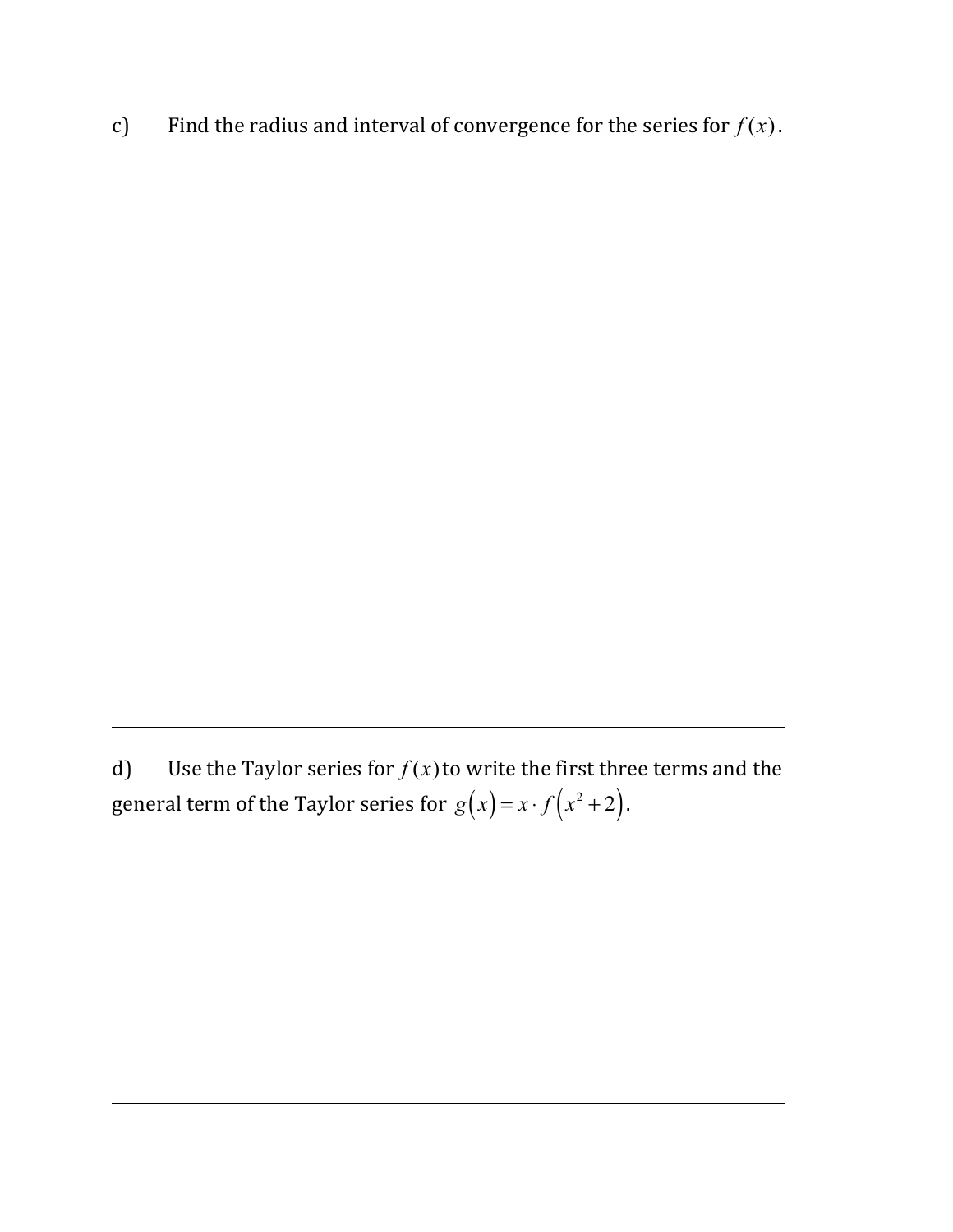c) Find the radius and interval of convergence for the series for $f(x)$.

---

d) Use the Taylor series for $f(x)$ to write the first three terms and the general term of the Taylor series for $g(x) = x \cdot f(x^2 + 2)$.

---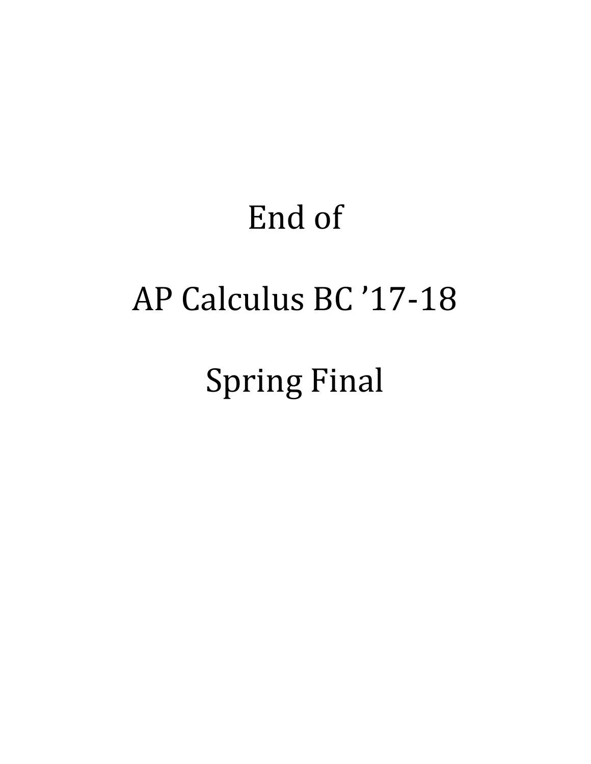# End of

# AP Calculus BC ’17-18

# Spring Final